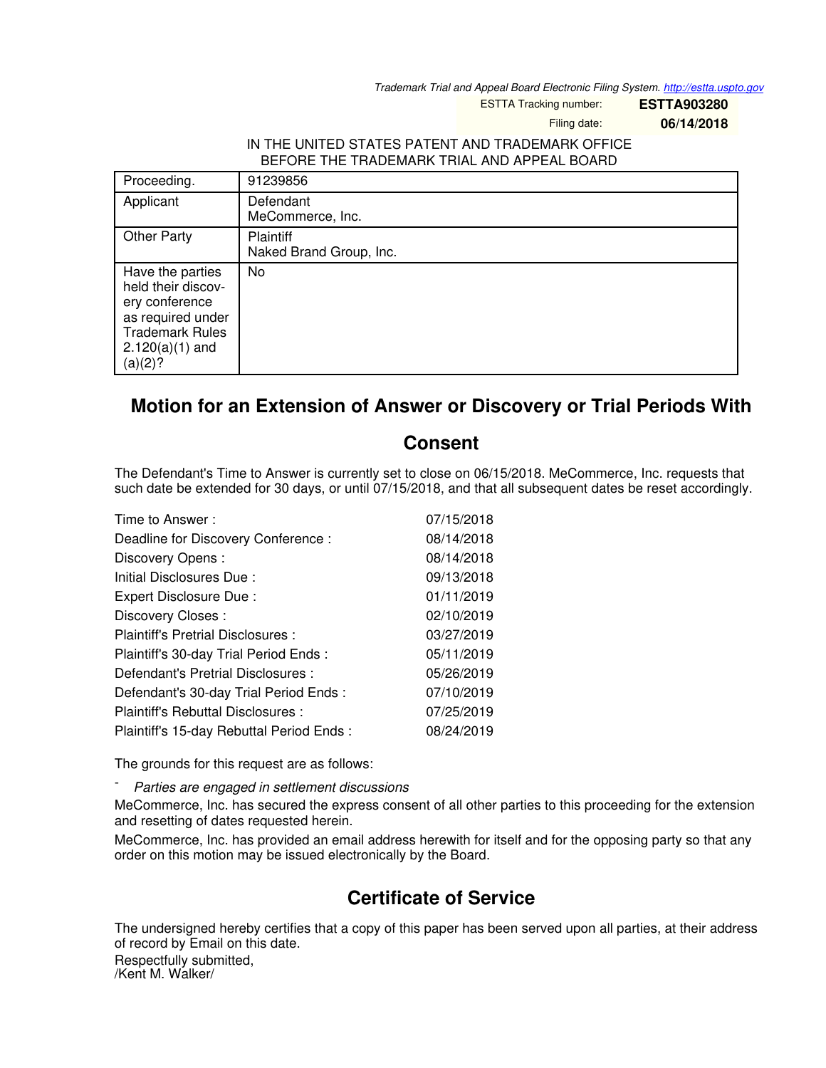Trademark Trial and Appeal Board Electronic Filing System. http://estta.uspto.gov

ESTTA Tracking number: **ESTTA903280**

Filing date: **06/14/2018**

IN THE UNITED STATES PATENT AND TRADEMARK OFFICE
BEFORE THE TRADEMARK TRIAL AND APPEAL BOARD

| Proceeding. | 91239856 |
|---|---|
| Applicant | Defendant<br>MeCommerce, Inc. |
| Other Party | Plaintiff<br>Naked Brand Group, Inc. |
| Have the parties held their discovery conference as required under Trademark Rules 2.120(a)(1) and (a)(2)? | No |

# Motion for an Extension of Answer or Discovery or Trial Periods With Consent

The Defendant's Time to Answer is currently set to close on 06/15/2018. MeCommerce, Inc. requests that such date be extended for 30 days, or until 07/15/2018, and that all subsequent dates be reset accordingly.

| | |
|---|---|
| Time to Answer : | 07/15/2018 |
| Deadline for Discovery Conference : | 08/14/2018 |
| Discovery Opens : | 08/14/2018 |
| Initial Disclosures Due : | 09/13/2018 |
| Expert Disclosure Due : | 01/11/2019 |
| Discovery Closes : | 02/10/2019 |
| Plaintiff's Pretrial Disclosures : | 03/27/2019 |
| Plaintiff's 30-day Trial Period Ends : | 05/11/2019 |
| Defendant's Pretrial Disclosures : | 05/26/2019 |
| Defendant's 30-day Trial Period Ends : | 07/10/2019 |
| Plaintiff's Rebuttal Disclosures : | 07/25/2019 |
| Plaintiff's 15-day Rebuttal Period Ends : | 08/24/2019 |

The grounds for this request are as follows:

- *Parties are engaged in settlement discussions*

MeCommerce, Inc. has secured the express consent of all other parties to this proceeding for the extension and resetting of dates requested herein.

MeCommerce, Inc. has provided an email address herewith for itself and for the opposing party so that any order on this motion may be issued electronically by the Board.

## Certificate of Service

The undersigned hereby certifies that a copy of this paper has been served upon all parties, at their address of record by Email on this date.

Respectfully submitted,
/Kent M. Walker/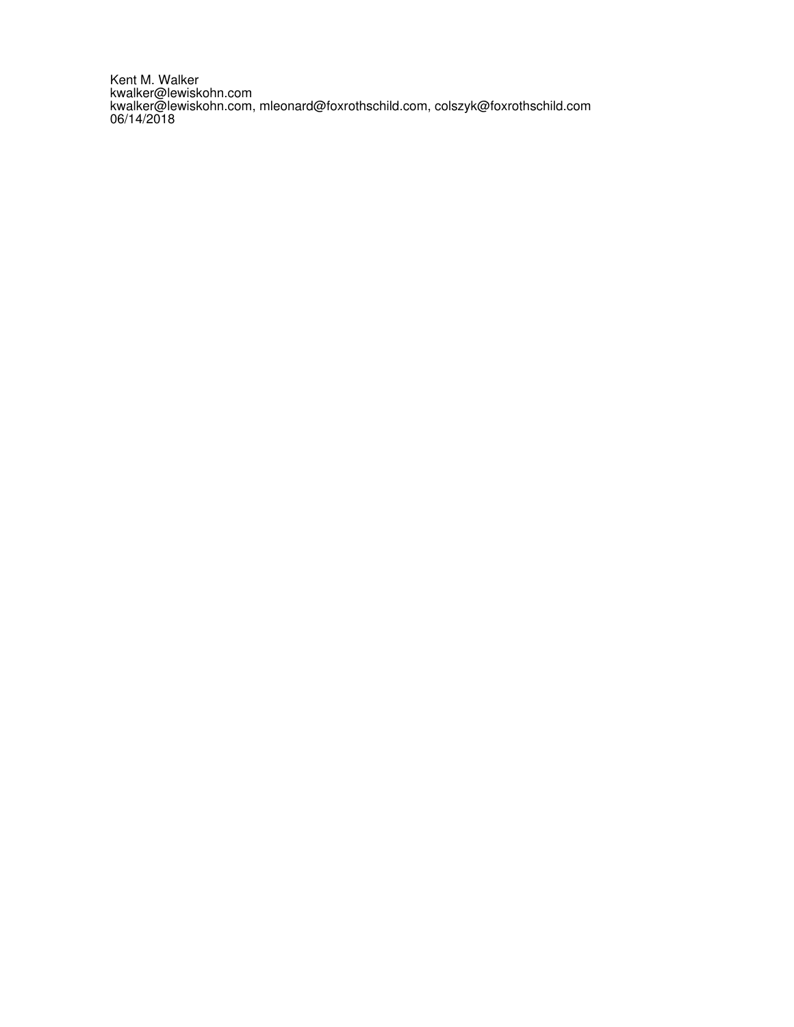Kent M. Walker
kwalker@lewiskohn.com
kwalker@lewiskohn.com, mleonard@foxrothschild.com, colszyk@foxrothschild.com
06/14/2018